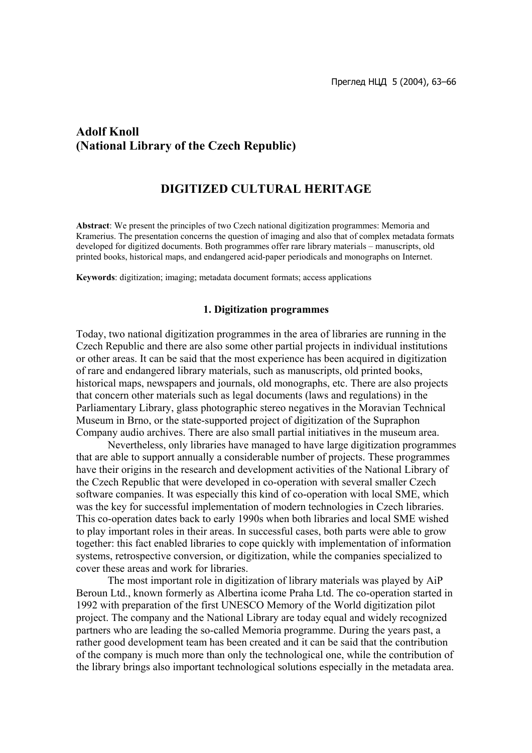**Adolf Knoll**
**(National Library of the Czech Republic)**

# DIGITIZED CULTURAL HERITAGE

**Abstract**: We present the principles of two Czech national digitization programmes: Memoria and Kramerius. The presentation concerns the question of imaging and also that of complex metadata formats developed for digitized documents. Both programmes offer rare library materials – manuscripts, old printed books, historical maps, and endangered acid-paper periodicals and monographs on Internet.

**Keywords**: digitization; imaging; metadata document formats; access applications

## 1. Digitization programmes

Today, two national digitization programmes in the area of libraries are running in the Czech Republic and there are also some other partial projects in individual institutions or other areas. It can be said that the most experience has been acquired in digitization of rare and endangered library materials, such as manuscripts, old printed books, historical maps, newspapers and journals, old monographs, etc. There are also projects that concern other materials such as legal documents (laws and regulations) in the Parliamentary Library, glass photographic stereo negatives in the Moravian Technical Museum in Brno, or the state-supported project of digitization of the Supraphon Company audio archives. There are also small partial initiatives in the museum area.

Nevertheless, only libraries have managed to have large digitization programmes that are able to support annually a considerable number of projects. These programmes have their origins in the research and development activities of the National Library of the Czech Republic that were developed in co-operation with several smaller Czech software companies. It was especially this kind of co-operation with local SME, which was the key for successful implementation of modern technologies in Czech libraries. This co-operation dates back to early 1990s when both libraries and local SME wished to play important roles in their areas. In successful cases, both parts were able to grow together: this fact enabled libraries to cope quickly with implementation of information systems, retrospective conversion, or digitization, while the companies specialized to cover these areas and work for libraries.

The most important role in digitization of library materials was played by AiP Beroun Ltd., known formerly as Albertina icome Praha Ltd. The co-operation started in 1992 with preparation of the first UNESCO Memory of the World digitization pilot project. The company and the National Library are today equal and widely recognized partners who are leading the so-called Memoria programme. During the years past, a rather good development team has been created and it can be said that the contribution of the company is much more than only the technological one, while the contribution of the library brings also important technological solutions especially in the metadata area.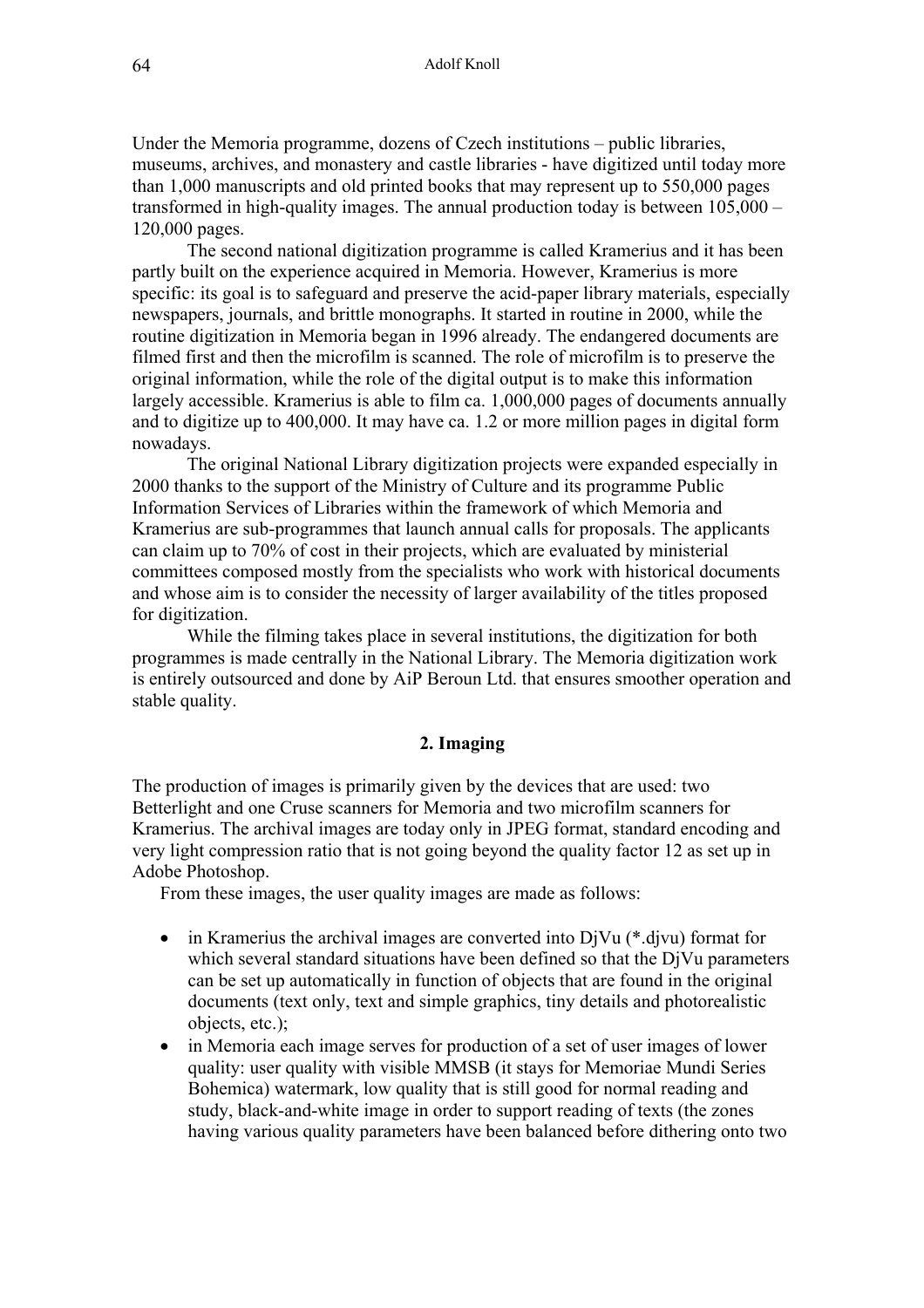Under the Memoria programme, dozens of Czech institutions – public libraries, museums, archives, and monastery and castle libraries - have digitized until today more than 1,000 manuscripts and old printed books that may represent up to 550,000 pages transformed in high-quality images. The annual production today is between 105,000 – 120,000 pages.

The second national digitization programme is called Kramerius and it has been partly built on the experience acquired in Memoria. However, Kramerius is more specific: its goal is to safeguard and preserve the acid-paper library materials, especially newspapers, journals, and brittle monographs. It started in routine in 2000, while the routine digitization in Memoria began in 1996 already. The endangered documents are filmed first and then the microfilm is scanned. The role of microfilm is to preserve the original information, while the role of the digital output is to make this information largely accessible. Kramerius is able to film ca. 1,000,000 pages of documents annually and to digitize up to 400,000. It may have ca. 1.2 or more million pages in digital form nowadays.

The original National Library digitization projects were expanded especially in 2000 thanks to the support of the Ministry of Culture and its programme Public Information Services of Libraries within the framework of which Memoria and Kramerius are sub-programmes that launch annual calls for proposals. The applicants can claim up to 70% of cost in their projects, which are evaluated by ministerial committees composed mostly from the specialists who work with historical documents and whose aim is to consider the necessity of larger availability of the titles proposed for digitization.

While the filming takes place in several institutions, the digitization for both programmes is made centrally in the National Library. The Memoria digitization work is entirely outsourced and done by AiP Beroun Ltd. that ensures smoother operation and stable quality.

## 2. Imaging

The production of images is primarily given by the devices that are used: two Betterlight and one Cruse scanners for Memoria and two microfilm scanners for Kramerius. The archival images are today only in JPEG format, standard encoding and very light compression ratio that is not going beyond the quality factor 12 as set up in Adobe Photoshop.

From these images, the user quality images are made as follows:

- in Kramerius the archival images are converted into DjVu (*.djvu) format for which several standard situations have been defined so that the DjVu parameters can be set up automatically in function of objects that are found in the original documents (text only, text and simple graphics, tiny details and photorealistic objects, etc.);
- in Memoria each image serves for production of a set of user images of lower quality: user quality with visible MMSB (it stays for Memoriae Mundi Series Bohemica) watermark, low quality that is still good for normal reading and study, black-and-white image in order to support reading of texts (the zones having various quality parameters have been balanced before dithering onto two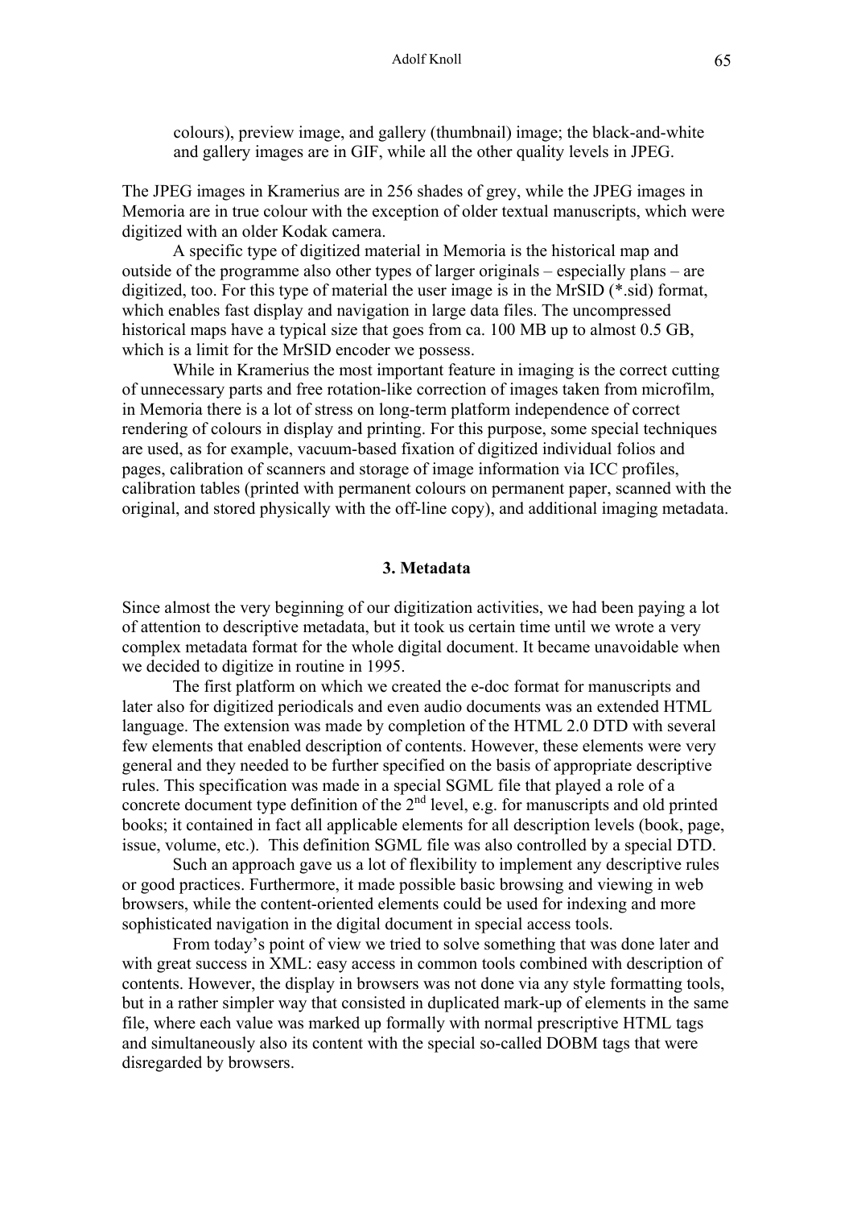colours), preview image, and gallery (thumbnail) image; the black-and-white and gallery images are in GIF, while all the other quality levels in JPEG.

The JPEG images in Kramerius are in 256 shades of grey, while the JPEG images in Memoria are in true colour with the exception of older textual manuscripts, which were digitized with an older Kodak camera.

A specific type of digitized material in Memoria is the historical map and outside of the programme also other types of larger originals – especially plans – are digitized, too. For this type of material the user image is in the MrSID (*.sid) format, which enables fast display and navigation in large data files. The uncompressed historical maps have a typical size that goes from ca. 100 MB up to almost 0.5 GB, which is a limit for the MrSID encoder we possess.

While in Kramerius the most important feature in imaging is the correct cutting of unnecessary parts and free rotation-like correction of images taken from microfilm, in Memoria there is a lot of stress on long-term platform independence of correct rendering of colours in display and printing. For this purpose, some special techniques are used, as for example, vacuum-based fixation of digitized individual folios and pages, calibration of scanners and storage of image information via ICC profiles, calibration tables (printed with permanent colours on permanent paper, scanned with the original, and stored physically with the off-line copy), and additional imaging metadata.

### 3. Metadata

Since almost the very beginning of our digitization activities, we had been paying a lot of attention to descriptive metadata, but it took us certain time until we wrote a very complex metadata format for the whole digital document. It became unavoidable when we decided to digitize in routine in 1995.

The first platform on which we created the e-doc format for manuscripts and later also for digitized periodicals and even audio documents was an extended HTML language. The extension was made by completion of the HTML 2.0 DTD with several few elements that enabled description of contents. However, these elements were very general and they needed to be further specified on the basis of appropriate descriptive rules. This specification was made in a special SGML file that played a role of a concrete document type definition of the 2nd level, e.g. for manuscripts and old printed books; it contained in fact all applicable elements for all description levels (book, page, issue, volume, etc.). This definition SGML file was also controlled by a special DTD.

Such an approach gave us a lot of flexibility to implement any descriptive rules or good practices. Furthermore, it made possible basic browsing and viewing in web browsers, while the content-oriented elements could be used for indexing and more sophisticated navigation in the digital document in special access tools.

From today's point of view we tried to solve something that was done later and with great success in XML: easy access in common tools combined with description of contents. However, the display in browsers was not done via any style formatting tools, but in a rather simpler way that consisted in duplicated mark-up of elements in the same file, where each value was marked up formally with normal prescriptive HTML tags and simultaneously also its content with the special so-called DOBM tags that were disregarded by browsers.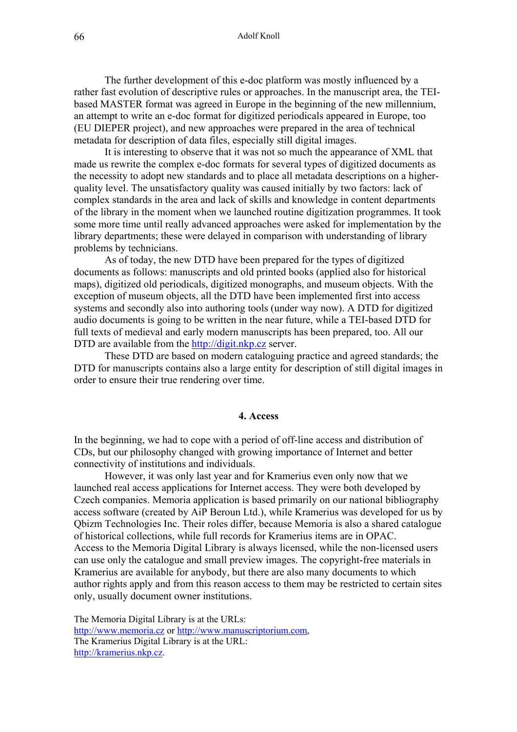The further development of this e-doc platform was mostly influenced by a rather fast evolution of descriptive rules or approaches. In the manuscript area, the TEI-based MASTER format was agreed in Europe in the beginning of the new millennium, an attempt to write an e-doc format for digitized periodicals appeared in Europe, too (EU DIEPER project), and new approaches were prepared in the area of technical metadata for description of data files, especially still digital images.

It is interesting to observe that it was not so much the appearance of XML that made us rewrite the complex e-doc formats for several types of digitized documents as the necessity to adopt new standards and to place all metadata descriptions on a higher-quality level. The unsatisfactory quality was caused initially by two factors: lack of complex standards in the area and lack of skills and knowledge in content departments of the library in the moment when we launched routine digitization programmes. It took some more time until really advanced approaches were asked for implementation by the library departments; these were delayed in comparison with understanding of library problems by technicians.

As of today, the new DTD have been prepared for the types of digitized documents as follows: manuscripts and old printed books (applied also for historical maps), digitized old periodicals, digitized monographs, and museum objects. With the exception of museum objects, all the DTD have been implemented first into access systems and secondly also into authoring tools (under way now). A DTD for digitized audio documents is going to be written in the near future, while a TEI-based DTD for full texts of medieval and early modern manuscripts has been prepared, too. All our DTD are available from the http://digit.nkp.cz server.

These DTD are based on modern cataloguing practice and agreed standards; the DTD for manuscripts contains also a large entity for description of still digital images in order to ensure their true rendering over time.

## 4. Access

In the beginning, we had to cope with a period of off-line access and distribution of CDs, but our philosophy changed with growing importance of Internet and better connectivity of institutions and individuals.

However, it was only last year and for Kramerius even only now that we launched real access applications for Internet access. They were both developed by Czech companies. Memoria application is based primarily on our national bibliography access software (created by AiP Beroun Ltd.), while Kramerius was developed for us by Qbizm Technologies Inc. Their roles differ, because Memoria is also a shared catalogue of historical collections, while full records for Kramerius items are in OPAC.
Access to the Memoria Digital Library is always licensed, while the non-licensed users can use only the catalogue and small preview images. The copyright-free materials in Kramerius are available for anybody, but there are also many documents to which author rights apply and from this reason access to them may be restricted to certain sites only, usually document owner institutions.

The Memoria Digital Library is at the URLs:
http://www.memoria.cz or http://www.manuscriptorium.com,
The Kramerius Digital Library is at the URL:
http://kramerius.nkp.cz.